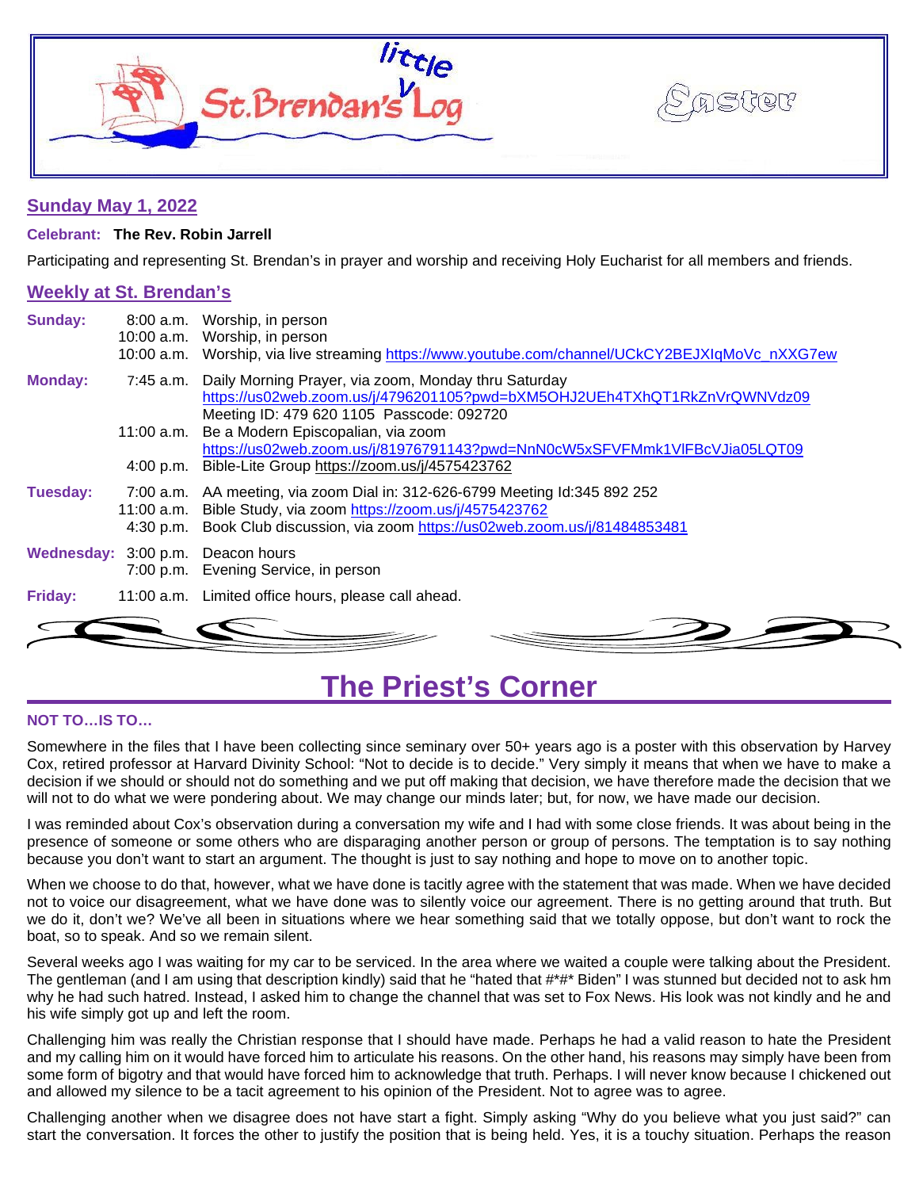# little St. Brendan's Log

Easter

## Sunday May 1, 2022

**Celebrant: The Rev. Robin Jarrell**

Participating and representing St. Brendan's in prayer and worship and receiving Holy Eucharist for all members and friends.

## Weekly at St. Brendan's

| | | |
|---|---|---|
| **Sunday:** | 8:00 a.m. | Worship, in person |
| | 10:00 a.m. | Worship, in person |
| | 10:00 a.m. | Worship, via live streaming https://www.youtube.com/channel/UCkCY2BEJXIqMoVc_nXXG7ew |
| **Monday:** | 7:45 a.m. | Daily Morning Prayer, via zoom, Monday thru Saturday https://us02web.zoom.us/j/4796201105?pwd=bXM5OHJ2UEh4TXhQT1RkZnVrQWNVdz09 Meeting ID: 479 620 1105 Passcode: 092720 |
| | 11:00 a.m. | Be a Modern Episcopalian, via zoom https://us02web.zoom.us/j/81976791143?pwd=NnN0cW5xSFVFMmk1VlFBcVJia05LQT09 |
| | 4:00 p.m. | Bible-Lite Group https://zoom.us/j/4575423762 |
| **Tuesday:** | 7:00 a.m. | AA meeting, via zoom Dial in: 312-626-6799 Meeting Id:345 892 252 |
| | 11:00 a.m. | Bible Study, via zoom https://zoom.us/j/4575423762 |
| | 4:30 p.m. | Book Club discussion, via zoom https://us02web.zoom.us/j/81484853481 |
| **Wednesday:** | 3:00 p.m. | Deacon hours |
| | 7:00 p.m. | Evening Service, in person |
| **Friday:** | 11:00 a.m. | Limited office hours, please call ahead. |

# The Priest's Corner

**NOT TO…IS TO…**

Somewhere in the files that I have been collecting since seminary over 50+ years ago is a poster with this observation by Harvey Cox, retired professor at Harvard Divinity School: "Not to decide is to decide." Very simply it means that when we have to make a decision if we should or should not do something and we put off making that decision, we have therefore made the decision that we will not to do what we were pondering about. We may change our minds later; but, for now, we have made our decision.

I was reminded about Cox's observation during a conversation my wife and I had with some close friends. It was about being in the presence of someone or some others who are disparaging another person or group of persons. The temptation is to say nothing because you don't want to start an argument. The thought is just to say nothing and hope to move on to another topic.

When we choose to do that, however, what we have done is tacitly agree with the statement that was made. When we have decided not to voice our disagreement, what we have done was to silently voice our agreement. There is no getting around that truth. But we do it, don't we? We've all been in situations where we hear something said that we totally oppose, but don't want to rock the boat, so to speak. And so we remain silent.

Several weeks ago I was waiting for my car to be serviced. In the area where we waited a couple were talking about the President. The gentleman (and I am using that description kindly) said that he "hated that #*#* Biden" I was stunned but decided not to ask hm why he had such hatred. Instead, I asked him to change the channel that was set to Fox News. His look was not kindly and he and his wife simply got up and left the room.

Challenging him was really the Christian response that I should have made. Perhaps he had a valid reason to hate the President and my calling him on it would have forced him to articulate his reasons. On the other hand, his reasons may simply have been from some form of bigotry and that would have forced him to acknowledge that truth. Perhaps. I will never know because I chickened out and allowed my silence to be a tacit agreement to his opinion of the President. Not to agree was to agree.

Challenging another when we disagree does not have start a fight. Simply asking "Why do you believe what you just said?" can start the conversation. It forces the other to justify the position that is being held. Yes, it is a touchy situation. Perhaps the reason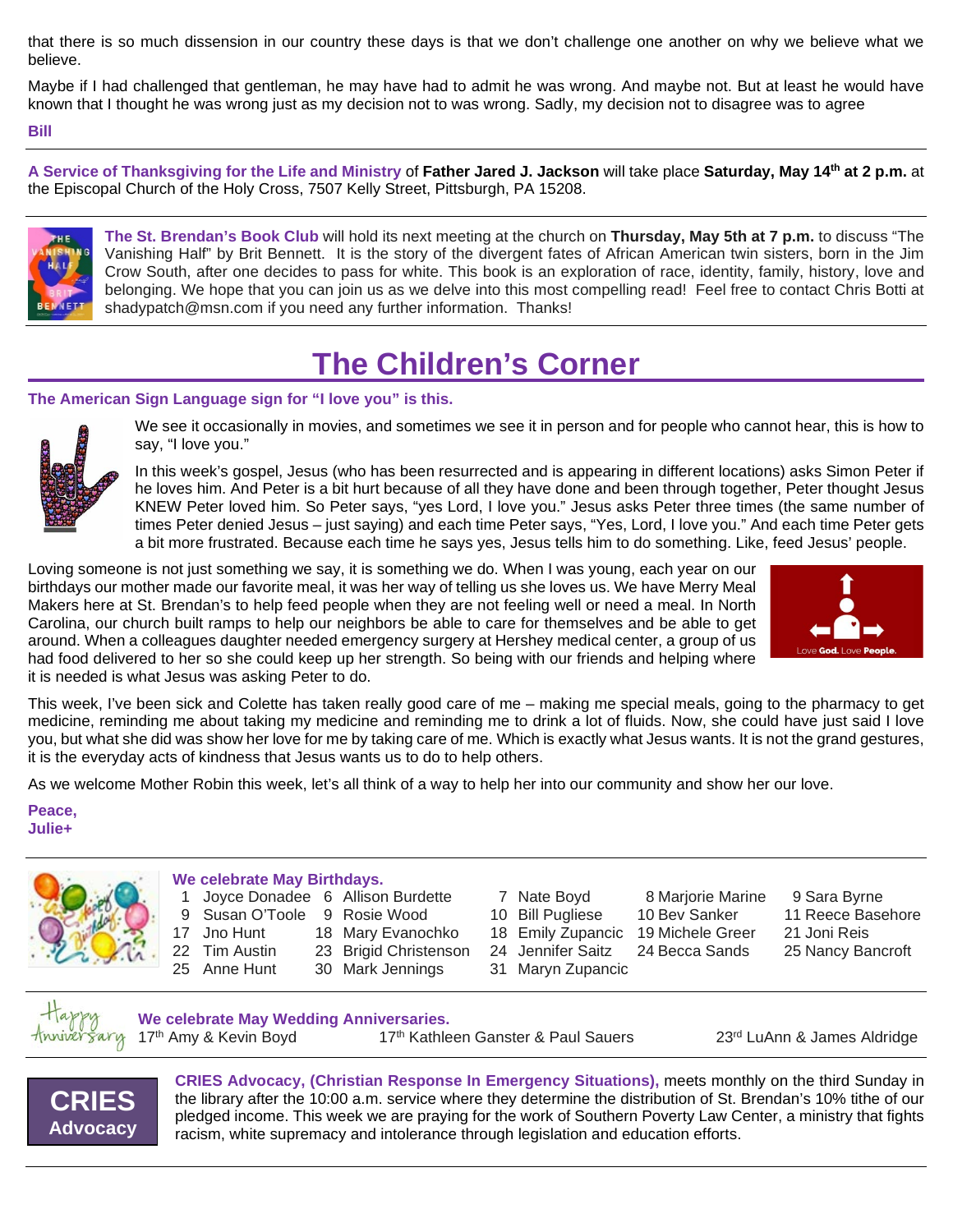that there is so much dissension in our country these days is that we don't challenge one another on why we believe what we believe.

Maybe if I had challenged that gentleman, he may have had to admit he was wrong. And maybe not. But at least he would have known that I thought he was wrong just as my decision not to was wrong. Sadly, my decision not to disagree was to agree

**Bill**

---

**A Service of Thanksgiving for the Life and Ministry** of **Father Jared J. Jackson** will take place **Saturday, May 14th at 2 p.m.** at the Episcopal Church of the Holy Cross, 7507 Kelly Street, Pittsburgh, PA 15208.

---

**The St. Brendan's Book Club** will hold its next meeting at the church on **Thursday, May 5th at 7 p.m.** to discuss "The Vanishing Half" by Brit Bennett. It is the story of the divergent fates of African American twin sisters, born in the Jim Crow South, after one decides to pass for white. This book is an exploration of race, identity, family, history, love and belonging. We hope that you can join us as we delve into this most compelling read! Feel free to contact Chris Botti at shadypatch@msn.com if you need any further information. Thanks!

---

# The Children's Corner

**The American Sign Language sign for "I love you" is this.**

We see it occasionally in movies, and sometimes we see it in person and for people who cannot hear, this is how to say, "I love you."

In this week's gospel, Jesus (who has been resurrected and is appearing in different locations) asks Simon Peter if he loves him. And Peter is a bit hurt because of all they have done and been through together, Peter thought Jesus KNEW Peter loved him. So Peter says, "yes Lord, I love you." Jesus asks Peter three times (the same number of times Peter denied Jesus – just saying) and each time Peter says, "Yes, Lord, I love you." And each time Peter gets a bit more frustrated. Because each time he says yes, Jesus tells him to do something. Like, feed Jesus' people.

Loving someone is not just something we say, it is something we do. When I was young, each year on our birthdays our mother made our favorite meal, it was her way of telling us she loves us. We have Merry Meal Makers here at St. Brendan's to help feed people when they are not feeling well or need a meal. In North Carolina, our church built ramps to help our neighbors be able to care for themselves and be able to get around. When a colleagues daughter needed emergency surgery at Hershey medical center, a group of us had food delivered to her so she could keep up her strength. So being with our friends and helping where it is needed is what Jesus was asking Peter to do.

Love **God.** Love **People.**

This week, I've been sick and Colette has taken really good care of me – making me special meals, going to the pharmacy to get medicine, reminding me about taking my medicine and reminding me to drink a lot of fluids. Now, she could have just said I love you, but what she did was show her love for me by taking care of me. Which is exactly what Jesus wants. It is not the grand gestures, it is the everyday acts of kindness that Jesus wants us to do to help others.

As we welcome Mother Robin this week, let's all think of a way to help her into our community and show her our love.

**Peace,**
**Julie+**

---

**We celebrate May Birthdays.**

| | | | | |
|---|---|---|---|---|
| 1 Joyce Donadee | 6 Allison Burdette | 7 Nate Boyd | 8 Marjorie Marine | 9 Sara Byrne |
| 9 Susan O'Toole | 9 Rosie Wood | 10 Bill Pugliese | 10 Bev Sanker | 11 Reece Basehore |
| 17 Jno Hunt | 18 Mary Evanochko | 18 Emily Zupancic | 19 Michele Greer | 21 Joni Reis |
| 22 Tim Austin | 23 Brigid Christenson | 24 Jennifer Saitz | 24 Becca Sands | 25 Nancy Bancroft |
| 25 Anne Hunt | 30 Mark Jennings | 31 Maryn Zupancic | | |

---

**We celebrate May Wedding Anniversaries.**

17th Amy & Kevin Boyd — 17th Kathleen Ganster & Paul Sauers — 23rd LuAnn & James Aldridge

---

**CRIES Advocacy**

**CRIES Advocacy, (Christian Response In Emergency Situations),** meets monthly on the third Sunday in the library after the 10:00 a.m. service where they determine the distribution of St. Brendan's 10% tithe of our pledged income. This week we are praying for the work of Southern Poverty Law Center, a ministry that fights racism, white supremacy and intolerance through legislation and education efforts.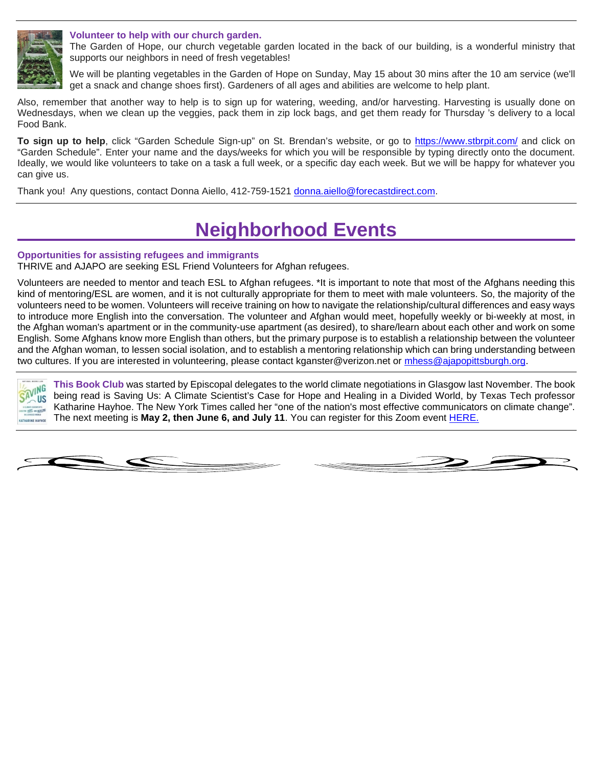**Volunteer to help with our church garden.**

The Garden of Hope, our church vegetable garden located in the back of our building, is a wonderful ministry that supports our neighbors in need of fresh vegetables!

We will be planting vegetables in the Garden of Hope on Sunday, May 15 about 30 mins after the 10 am service (we'll get a snack and change shoes first). Gardeners of all ages and abilities are welcome to help plant.

Also, remember that another way to help is to sign up for watering, weeding, and/or harvesting. Harvesting is usually done on Wednesdays, when we clean up the veggies, pack them in zip lock bags, and get them ready for Thursday 's delivery to a local Food Bank.

**To sign up to help**, click "Garden Schedule Sign-up" on St. Brendan's website, or go to https://www.stbrpit.com/ and click on "Garden Schedule". Enter your name and the days/weeks for which you will be responsible by typing directly onto the document. Ideally, we would like volunteers to take on a task a full week, or a specific day each week. But we will be happy for whatever you can give us.

Thank you! Any questions, contact Donna Aiello, 412-759-1521 donna.aiello@forecastdirect.com.

# Neighborhood Events

**Opportunities for assisting refugees and immigrants**

THRIVE and AJAPO are seeking ESL Friend Volunteers for Afghan refugees.

Volunteers are needed to mentor and teach ESL to Afghan refugees. *It is important to note that most of the Afghans needing this kind of mentoring/ESL are women, and it is not culturally appropriate for them to meet with male volunteers. So, the majority of the volunteers need to be women. Volunteers will receive training on how to navigate the relationship/cultural differences and easy ways to introduce more English into the conversation. The volunteer and Afghan would meet, hopefully weekly or bi-weekly at most, in the Afghan woman's apartment or in the community-use apartment (as desired), to share/learn about each other and work on some English. Some Afghans know more English than others, but the primary purpose is to establish a relationship between the volunteer and the Afghan woman, to lessen social isolation, and to establish a mentoring relationship which can bring understanding between two cultures. If you are interested in volunteering, please contact kganster@verizon.net or mhess@ajapopittsburgh.org.

**This Book Club** was started by Episcopal delegates to the world climate negotiations in Glasgow last November. The book being read is Saving Us: A Climate Scientist's Case for Hope and Healing in a Divided World, by Texas Tech professor Katharine Hayhoe. The New York Times called her "one of the nation's most effective communicators on climate change". The next meeting is **May 2, then June 6, and July 11**. You can register for this Zoom event HERE.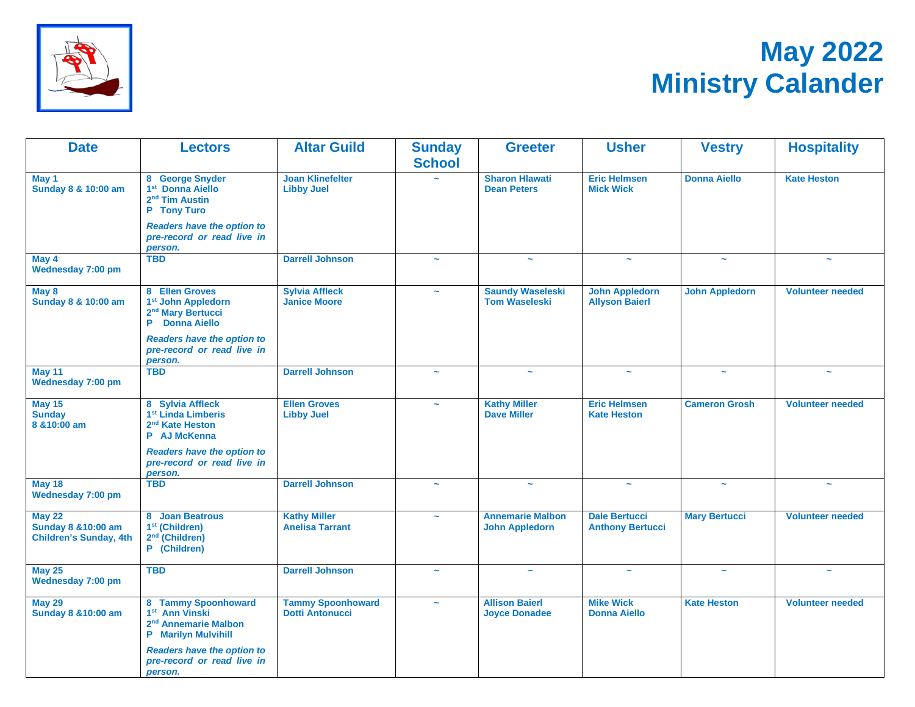# May 2022 Ministry Calander

| Date | Lectors | Altar Guild | Sunday School | Greeter | Usher | Vestry | Hospitality |
|---|---|---|---|---|---|---|---|
| **May 1**<br>**Sunday 8 & 10:00 am** | 8 George Snyder<br>1st Donna Aiello<br>2nd Tim Austin<br>P Tony Turo<br>*Readers have the option to pre-record or read live in person.* | Joan Klinefelter<br>Libby Juel | ~ | Sharon Hlawati<br>Dean Peters | Eric Helmsen<br>Mick Wick | Donna Aiello | Kate Heston |
| **May 4**<br>**Wednesday 7:00 pm** | TBD | Darrell Johnson | ~ | ~ | ~ | ~ | ~ |
| **May 8**<br>**Sunday 8 & 10:00 am** | 8 Ellen Groves<br>1st John Appledorn<br>2nd Mary Bertucci<br>P Donna Aiello<br>*Readers have the option to pre-record or read live in person.* | Sylvia Affleck<br>Janice Moore | ~ | Saundy Waseleski<br>Tom Waseleski | John Appledorn<br>Allyson Baierl | John Appledorn | Volunteer needed |
| **May 11**<br>**Wednesday 7:00 pm** | TBD | Darrell Johnson | ~ | ~ | ~ | ~ | ~ |
| **May 15**<br>**Sunday**<br>**8 &10:00 am** | 8 Sylvia Affleck<br>1st Linda Limberis<br>2nd Kate Heston<br>P AJ McKenna<br>*Readers have the option to pre-record or read live in person.* | Ellen Groves<br>Libby Juel | ~ | Kathy Miller<br>Dave Miller | Eric Helmsen<br>Kate Heston | Cameron Grosh | Volunteer needed |
| **May 18**<br>**Wednesday 7:00 pm** | TBD | Darrell Johnson | ~ | ~ | ~ | ~ | ~ |
| **May 22**<br>**Sunday 8 &10:00 am**<br>**Children's Sunday, 4th** | 8 Joan Beatrous<br>1st (Children)<br>2nd (Children)<br>P (Children) | Kathy Miller<br>Anelisa Tarrant | ~ | Annemarie Malbon<br>John Appledorn | Dale Bertucci<br>Anthony Bertucci | Mary Bertucci | Volunteer needed |
| **May 25**<br>**Wednesday 7:00 pm** | TBD | Darrell Johnson | ~ | ~ | ~ | ~ | ~ |
| **May 29**<br>**Sunday 8 &10:00 am** | 8 Tammy Spoonhoward<br>1st Ann Vinski<br>2nd Annemarie Malbon<br>P Marilyn Mulvihill<br>*Readers have the option to pre-record or read live in person.* | Tammy Spoonhoward<br>Dotti Antonucci | ~ | Allison Baierl<br>Joyce Donadee | Mike Wick<br>Donna Aiello | Kate Heston | Volunteer needed |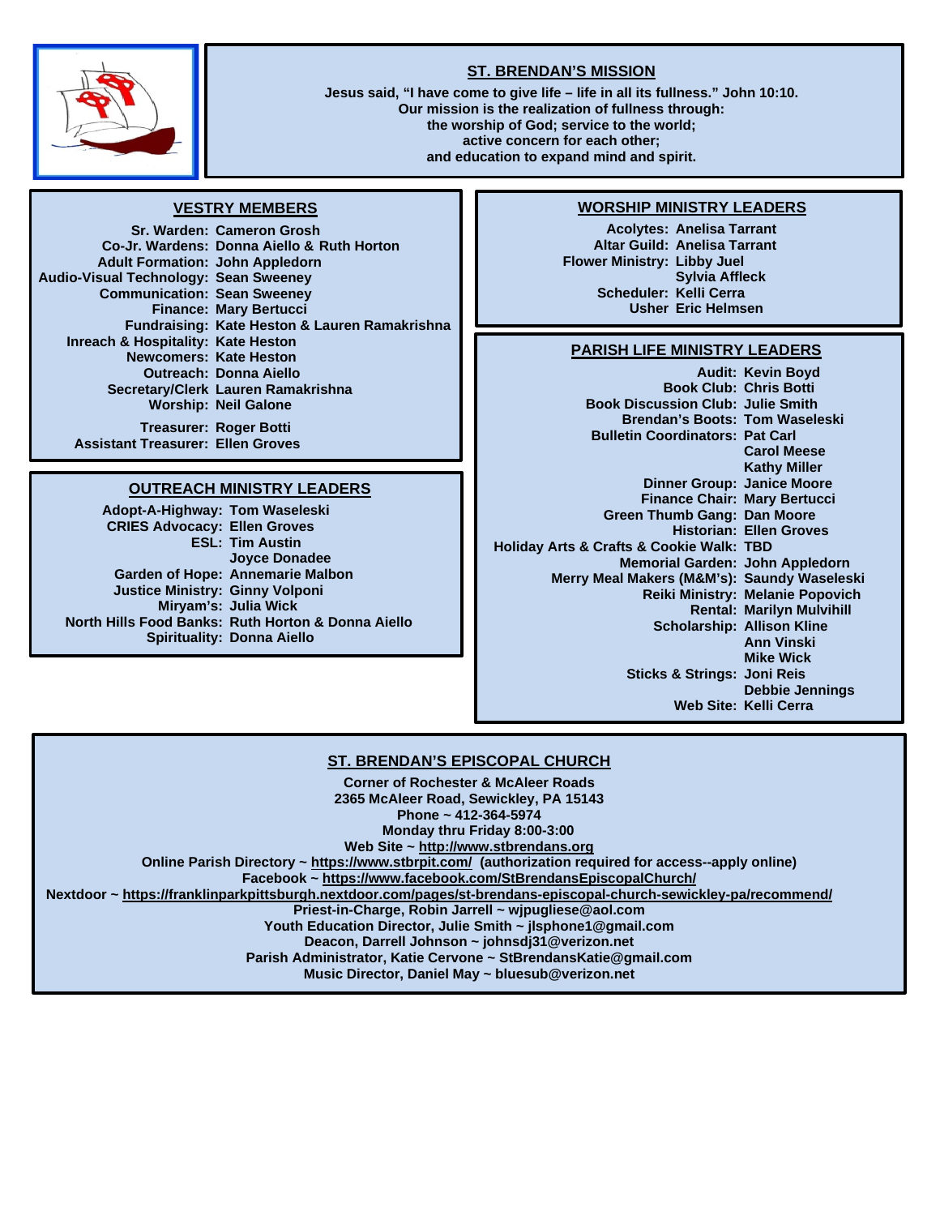## ST. BRENDAN'S MISSION

**Jesus said, "I have come to give life – life in all its fullness." John 10:10.**
**Our mission is the realization of fullness through:**
**the worship of God; service to the world;**
**active concern for each other;**
**and education to expand mind and spirit.**

## VESTRY MEMBERS

**Sr. Warden:** Cameron Grosh
**Co-Jr. Wardens:** Donna Aiello & Ruth Horton
**Adult Formation:** John Appledorn
**Audio-Visual Technology:** Sean Sweeney
**Communication:** Sean Sweeney
**Finance:** Mary Bertucci
**Fundraising:** Kate Heston & Lauren Ramakrishna
**Inreach & Hospitality:** Kate Heston
**Newcomers:** Kate Heston
**Outreach:** Donna Aiello
**Secretary/Clerk** Lauren Ramakrishna
**Worship:** Neil Galone

**Treasurer:** Roger Botti
**Assistant Treasurer:** Ellen Groves

## OUTREACH MINISTRY LEADERS

**Adopt-A-Highway:** Tom Waseleski
**CRIES Advocacy:** Ellen Groves
**ESL:** Tim Austin
Joyce Donadee
**Garden of Hope:** Annemarie Malbon
**Justice Ministry:** Ginny Volponi
**Miryam's:** Julia Wick
**North Hills Food Banks:** Ruth Horton & Donna Aiello
**Spirituality:** Donna Aiello

## WORSHIP MINISTRY LEADERS

**Acolytes:** Anelisa Tarrant
**Altar Guild:** Anelisa Tarrant
**Flower Ministry:** Libby Juel
Sylvia Affleck
**Scheduler:** Kelli Cerra
**Usher** Eric Helmsen

## PARISH LIFE MINISTRY LEADERS

**Audit:** Kevin Boyd
**Book Club:** Chris Botti
**Book Discussion Club:** Julie Smith
**Brendan's Boots:** Tom Waseleski
**Bulletin Coordinators:** Pat Carl
Carol Meese
Kathy Miller
**Dinner Group:** Janice Moore
**Finance Chair:** Mary Bertucci
**Green Thumb Gang:** Dan Moore
**Historian:** Ellen Groves
**Holiday Arts & Crafts & Cookie Walk:** TBD
**Memorial Garden:** John Appledorn
**Merry Meal Makers (M&M's):** Saundy Waseleski
**Reiki Ministry:** Melanie Popovich
**Rental:** Marilyn Mulvihill
**Scholarship:** Allison Kline
Ann Vinski
Mike Wick
**Sticks & Strings:** Joni Reis
Debbie Jennings
**Web Site:** Kelli Cerra

## ST. BRENDAN'S EPISCOPAL CHURCH

Corner of Rochester & McAleer Roads
2365 McAleer Road, Sewickley, PA 15143
Phone ~ 412-364-5974
Monday thru Friday 8:00-3:00
Web Site ~ http://www.stbrendans.org
Online Parish Directory ~ https://www.stbrpit.com/ (authorization required for access--apply online)
Facebook ~ https://www.facebook.com/StBrendansEpiscopalChurch/
Nextdoor ~ https://franklinparkpittsburgh.nextdoor.com/pages/st-brendans-episcopal-church-sewickley-pa/recommend/
Priest-in-Charge, Robin Jarrell ~ wjpugliese@aol.com
Youth Education Director, Julie Smith ~ jlsphone1@gmail.com
Deacon, Darrell Johnson ~ johnsdj31@verizon.net
Parish Administrator, Katie Cervone ~ StBrendansKatie@gmail.com
Music Director, Daniel May ~ bluesub@verizon.net